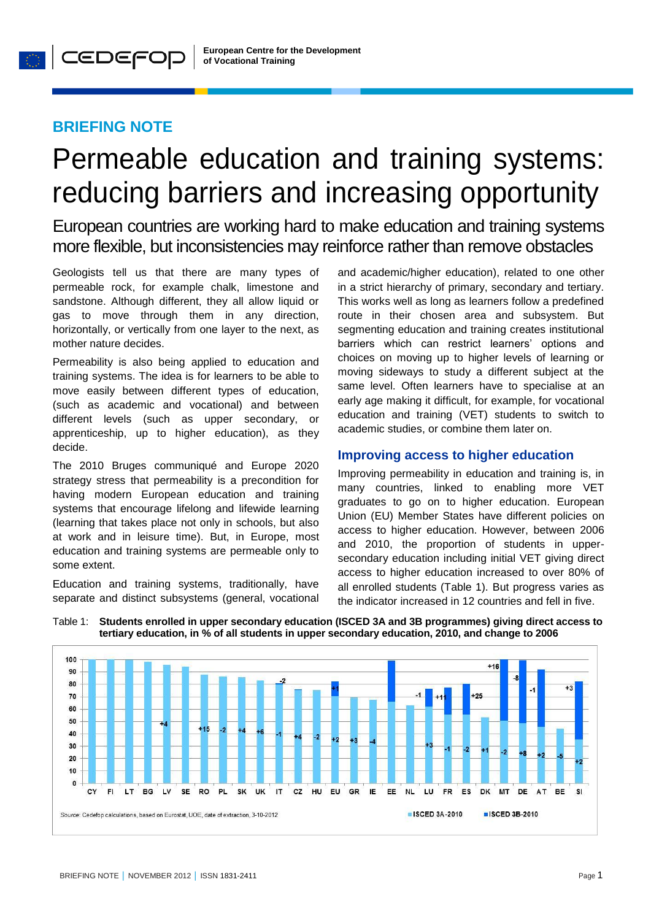# BRIEFING NOTE

# Permeable education and training systems: reducing barriers and increasing opportunity

## European countries are working hard to make education and training systems more flexible, but inconsistencies may reinforce rather than remove obstacles

Geologists tell us that there are many types of permeable rock, for example chalk, limestone and sandstone. Although different, they all allow liquid or gas to move through them in any direction, horizontally, or vertically from one layer to the next, as mother nature decides.

Permeability is also being applied to education and training systems. The idea is for learners to be able to move easily between different types of education, (such as academic and vocational) and between different levels (such as upper secondary, or apprenticeship, up to higher education), as they decide.

The 2010 Bruges communiqué and Europe 2020 strategy stress that permeability is a precondition for having modern European education and training systems that encourage lifelong and lifewide learning (learning that takes place not only in schools, but also at work and in leisure time). But, in Europe, most education and training systems are permeable only to some extent.

Education and training systems, traditionally, have separate and distinct subsystems (general, vocational and academic/higher education), related to one other in a strict hierarchy of primary, secondary and tertiary. This works well as long as learners follow a predefined route in their chosen area and subsystem. But segmenting education and training creates institutional barriers which can restrict learners' options and choices on moving up to higher levels of learning or moving sideways to study a different subject at the same level. Often learners have to specialise at an early age making it difficult, for example, for vocational education and training (VET) students to switch to academic studies, or combine them later on.

### Improving access to higher education

Improving permeability in education and training is, in many countries, linked to enabling more VET graduates to go on to higher education. European Union (EU) Member States have different policies on access to higher education. However, between 2006 and 2010, the proportion of students in upper-secondary education including initial VET giving direct access to higher education increased to over 80% of all enrolled students (Table 1). But progress varies as the indicator increased in 12 countries and fell in five.

Table 1: **Students enrolled in upper secondary education (ISCED 3A and 3B programmes) giving direct access to tertiary education, in % of all students in upper secondary education, 2010, and change to 2006**

| Country | ISCED 3A-2010 (approx. %) | Change ISCED 3A | ISCED 3B-2010 (approx. % total) | Change ISCED 3B |
|---|---|---|---|---|
| CY | 100 | | | |
| FI | 100 | | | |
| LT | 100 | | | |
| BG | 98 | | | |
| LV | 95 | +4 | | |
| SE | 94 | | | |
| RO | 87 | +15 | | |
| PL | 86 | -2 | | |
| SK | 85 | +4 | | |
| UK | 83 | +6 | | |
| IT | 80 | -1 | 81 | -2 |
| CZ | 75 | +4 | 76 | |
| HU | 75 | -2 | | |
| EU | 70 | +2 | 82 | +1 |
| GR | 69 | +3 | | |
| IE | 67 | -4 | | |
| EE | 66 | | 99 | |
| NL | 63 | | | -1 |
| LU | 62 | +3 | 76 | -1 |
| FR | 55 | -1 | 77 | +11 |
| ES | 55 | -2 | 80 | +25 |
| DK | 53 | +1 | | |
| MT | 50 | -2 | 100 | +16 |
| DE | 48 | +8 | 99 | -8 |
| AT | 45 | +2 | 92 | -1 |
| BE | 44 | -5 | | |
| SI | 35 | +2 | 82 | +3 |

*Source:* Cedefop calculations, based on Eurostat, UOE, date of extraction, 3-10-2012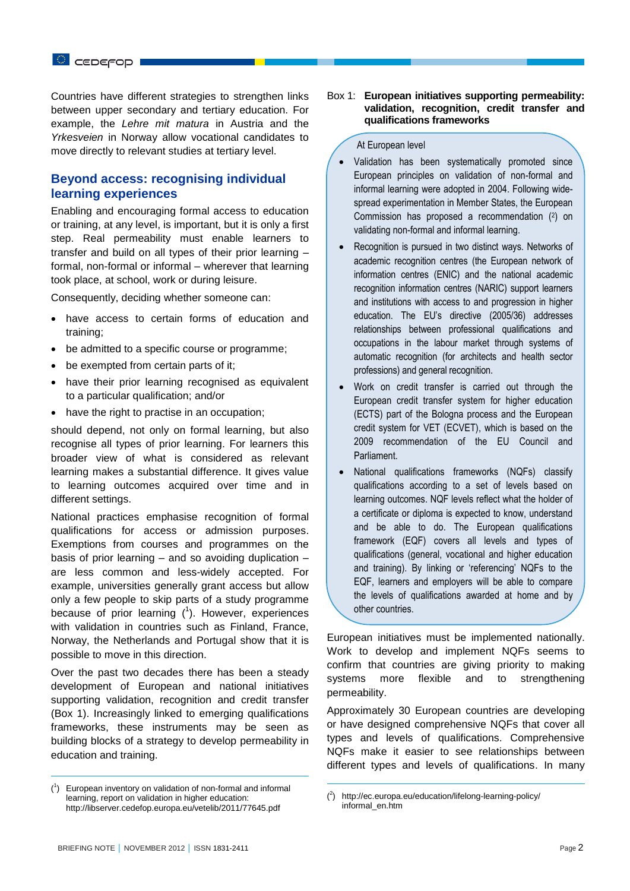Countries have different strategies to strengthen links between upper secondary and tertiary education. For example, the *Lehre mit matura* in Austria and the *Yrkesveien* in Norway allow vocational candidates to move directly to relevant studies at tertiary level.

## Beyond access: recognising individual learning experiences

Enabling and encouraging formal access to education or training, at any level, is important, but it is only a first step. Real permeability must enable learners to transfer and build on all types of their prior learning – formal, non-formal or informal – wherever that learning took place, at school, work or during leisure.

Consequently, deciding whether someone can:

- have access to certain forms of education and training;
- be admitted to a specific course or programme;
- be exempted from certain parts of it;
- have their prior learning recognised as equivalent to a particular qualification; and/or
- have the right to practise in an occupation;

should depend, not only on formal learning, but also recognise all types of prior learning. For learners this broader view of what is considered as relevant learning makes a substantial difference. It gives value to learning outcomes acquired over time and in different settings.

National practices emphasise recognition of formal qualifications for access or admission purposes. Exemptions from courses and programmes on the basis of prior learning – and so avoiding duplication – are less common and less-widely accepted. For example, universities generally grant access but allow only a few people to skip parts of a study programme because of prior learning ([1]). However, experiences with validation in countries such as Finland, France, Norway, the Netherlands and Portugal show that it is possible to move in this direction.

Over the past two decades there has been a steady development of European and national initiatives supporting validation, recognition and credit transfer (Box 1). Increasingly linked to emerging qualifications frameworks, these instruments may be seen as building blocks of a strategy to develop permeability in education and training.

Box 1: **European initiatives supporting permeability: validation, recognition, credit transfer and qualifications frameworks**

At European level

- Validation has been systematically promoted since European principles on validation of non-formal and informal learning were adopted in 2004. Following wide-spread experimentation in Member States, the European Commission has proposed a recommendation ([2]) on validating non-formal and informal learning.
- Recognition is pursued in two distinct ways. Networks of academic recognition centres (the European network of information centres (ENIC) and the national academic recognition information centres (NARIC) support learners and institutions with access to and progression in higher education. The EU's directive (2005/36) addresses relationships between professional qualifications and occupations in the labour market through systems of automatic recognition (for architects and health sector professions) and general recognition.
- Work on credit transfer is carried out through the European credit transfer system for higher education (ECTS) part of the Bologna process and the European credit system for VET (ECVET), which is based on the 2009 recommendation of the EU Council and Parliament.
- National qualifications frameworks (NQFs) classify qualifications according to a set of levels based on learning outcomes. NQF levels reflect what the holder of a certificate or diploma is expected to know, understand and be able to do. The European qualifications framework (EQF) covers all levels and types of qualifications (general, vocational and higher education and training). By linking or 'referencing' NQFs to the EQF, learners and employers will be able to compare the levels of qualifications awarded at home and by other countries.

European initiatives must be implemented nationally. Work to develop and implement NQFs seems to confirm that countries are giving priority to making systems more flexible and to strengthening permeability.

Approximately 30 European countries are developing or have designed comprehensive NQFs that cover all types and levels of qualifications. Comprehensive NQFs make it easier to see relationships between different types and levels of qualifications. In many

([1]) European inventory on validation of non-formal and informal learning, report on validation in higher education: http://libserver.cedefop.europa.eu/vetelib/2011/77645.pdf

([2]) http://ec.europa.eu/education/lifelong-learning-policy/informal_en.htm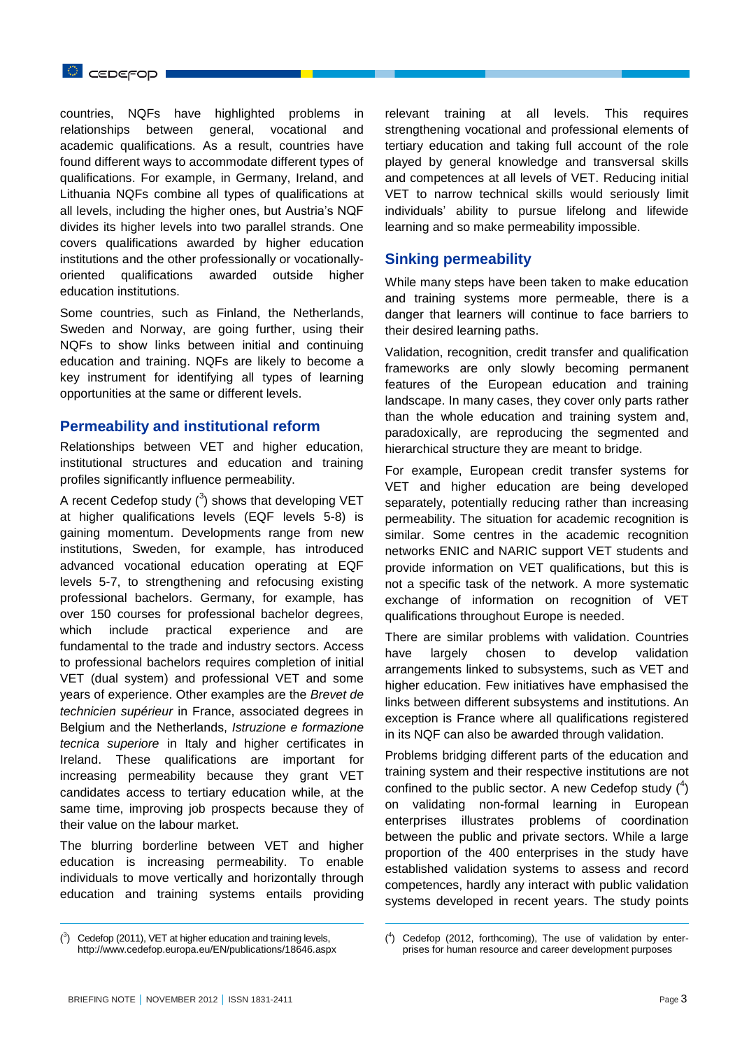countries, NQFs have highlighted problems in relationships between general, vocational and academic qualifications. As a result, countries have found different ways to accommodate different types of qualifications. For example, in Germany, Ireland, and Lithuania NQFs combine all types of qualifications at all levels, including the higher ones, but Austria's NQF divides its higher levels into two parallel strands. One covers qualifications awarded by higher education institutions and the other professionally or vocationally-oriented qualifications awarded outside higher education institutions.

Some countries, such as Finland, the Netherlands, Sweden and Norway, are going further, using their NQFs to show links between initial and continuing education and training. NQFs are likely to become a key instrument for identifying all types of learning opportunities at the same or different levels.

## Permeability and institutional reform

Relationships between VET and higher education, institutional structures and education and training profiles significantly influence permeability.

A recent Cedefop study ([3]) shows that developing VET at higher qualifications levels (EQF levels 5-8) is gaining momentum. Developments range from new institutions, Sweden, for example, has introduced advanced vocational education operating at EQF levels 5-7, to strengthening and refocusing existing professional bachelors. Germany, for example, has over 150 courses for professional bachelor degrees, which include practical experience and are fundamental to the trade and industry sectors. Access to professional bachelors requires completion of initial VET (dual system) and professional VET and some years of experience. Other examples are the *Brevet de technicien supérieur* in France, associated degrees in Belgium and the Netherlands, *Istruzione e formazione tecnica superiore* in Italy and higher certificates in Ireland. These qualifications are important for increasing permeability because they grant VET candidates access to tertiary education while, at the same time, improving job prospects because they of their value on the labour market.

The blurring borderline between VET and higher education is increasing permeability. To enable individuals to move vertically and horizontally through education and training systems entails providing relevant training at all levels. This requires strengthening vocational and professional elements of tertiary education and taking full account of the role played by general knowledge and transversal skills and competences at all levels of VET. Reducing initial VET to narrow technical skills would seriously limit individuals' ability to pursue lifelong and lifewide learning and so make permeability impossible.

## Sinking permeability

While many steps have been taken to make education and training systems more permeable, there is a danger that learners will continue to face barriers to their desired learning paths.

Validation, recognition, credit transfer and qualification frameworks are only slowly becoming permanent features of the European education and training landscape. In many cases, they cover only parts rather than the whole education and training system and, paradoxically, are reproducing the segmented and hierarchical structure they are meant to bridge.

For example, European credit transfer systems for VET and higher education are being developed separately, potentially reducing rather than increasing permeability. The situation for academic recognition is similar. Some centres in the academic recognition networks ENIC and NARIC support VET students and provide information on VET qualifications, but this is not a specific task of the network. A more systematic exchange of information on recognition of VET qualifications throughout Europe is needed.

There are similar problems with validation. Countries have largely chosen to develop validation arrangements linked to subsystems, such as VET and higher education. Few initiatives have emphasised the links between different subsystems and institutions. An exception is France where all qualifications registered in its NQF can also be awarded through validation.

Problems bridging different parts of the education and training system and their respective institutions are not confined to the public sector. A new Cedefop study ([4]) on validating non-formal learning in European enterprises illustrates problems of coordination between the public and private sectors. While a large proportion of the 400 enterprises in the study have established validation systems to assess and record competences, hardly any interact with public validation systems developed in recent years. The study points

---

([3]) Cedefop (2011), VET at higher education and training levels, http://www.cedefop.europa.eu/EN/publications/18646.aspx

([4]) Cedefop (2012, forthcoming), The use of validation by enterprises for human resource and career development purposes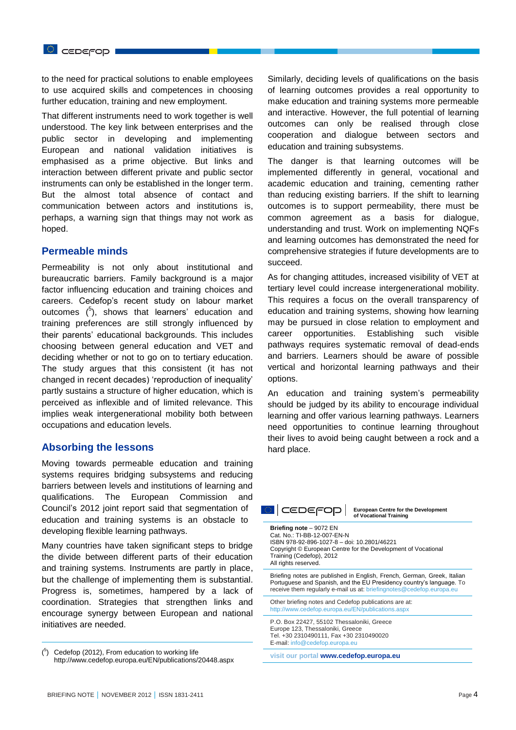to the need for practical solutions to enable employees to use acquired skills and competences in choosing further education, training and new employment.

That different instruments need to work together is well understood. The key link between enterprises and the public sector in developing and implementing European and national validation initiatives is emphasised as a prime objective. But links and interaction between different private and public sector instruments can only be established in the longer term. But the almost total absence of contact and communication between actors and institutions is, perhaps, a warning sign that things may not work as hoped.

## Permeable minds

Permeability is not only about institutional and bureaucratic barriers. Family background is a major factor influencing education and training choices and careers. Cedefop's recent study on labour market outcomes ([5]), shows that learners' education and training preferences are still strongly influenced by their parents' educational backgrounds. This includes choosing between general education and VET and deciding whether or not to go on to tertiary education. The study argues that this consistent (it has not changed in recent decades) 'reproduction of inequality' partly sustains a structure of higher education, which is perceived as inflexible and of limited relevance. This implies weak intergenerational mobility both between occupations and education levels.

## Absorbing the lessons

Moving towards permeable education and training systems requires bridging subsystems and reducing barriers between levels and institutions of learning and qualifications. The European Commission and Council's 2012 joint report said that segmentation of education and training systems is an obstacle to developing flexible learning pathways.

Many countries have taken significant steps to bridge the divide between different parts of their education and training systems. Instruments are partly in place, but the challenge of implementing them is substantial. Progress is, sometimes, hampered by a lack of coordination. Strategies that strengthen links and encourage synergy between European and national initiatives are needed.

Similarly, deciding levels of qualifications on the basis of learning outcomes provides a real opportunity to make education and training systems more permeable and interactive. However, the full potential of learning outcomes can only be realised through close cooperation and dialogue between sectors and education and training subsystems.

The danger is that learning outcomes will be implemented differently in general, vocational and academic education and training, cementing rather than reducing existing barriers. If the shift to learning outcomes is to support permeability, there must be common agreement as a basis for dialogue, understanding and trust. Work on implementing NQFs and learning outcomes has demonstrated the need for comprehensive strategies if future developments are to succeed.

As for changing attitudes, increased visibility of VET at tertiary level could increase intergenerational mobility. This requires a focus on the overall transparency of education and training systems, showing how learning may be pursued in close relation to employment and career opportunities. Establishing such visible pathways requires systematic removal of dead-ends and barriers. Learners should be aware of possible vertical and horizontal learning pathways and their options.

An education and training system's permeability should be judged by its ability to encourage individual learning and offer various learning pathways. Learners need opportunities to continue learning throughout their lives to avoid being caught between a rock and a hard place.

([5]) Cedefop (2012), From education to working life http://www.cedefop.europa.eu/EN/publications/20448.aspx

CEDEFOP — European Centre for the Development of Vocational Training

**Briefing note** – 9072 EN
Cat. No.: TI-BB-12-007-EN-N
ISBN 978-92-896-1027-8 – doi: 10.2801/46221
Copyright © European Centre for the Development of Vocational Training (Cedefop), 2012
All rights reserved.

Briefing notes are published in English, French, German, Greek, Italian Portuguese and Spanish, and the EU Presidency country's language. To receive them regularly e-mail us at: briefingnotes@cedefop.europa.eu

Other briefing notes and Cedefop publications are at:
http://www.cedefop.europa.eu/EN/publications.aspx

P.O. Box 22427, 55102 Thessaloniki, Greece
Europe 123, Thessaloniki, Greece
Tel. +30 2310490111, Fax +30 2310490020
E-mail: info@cedefop.europa.eu

visit our portal **www.cedefop.europa.eu**